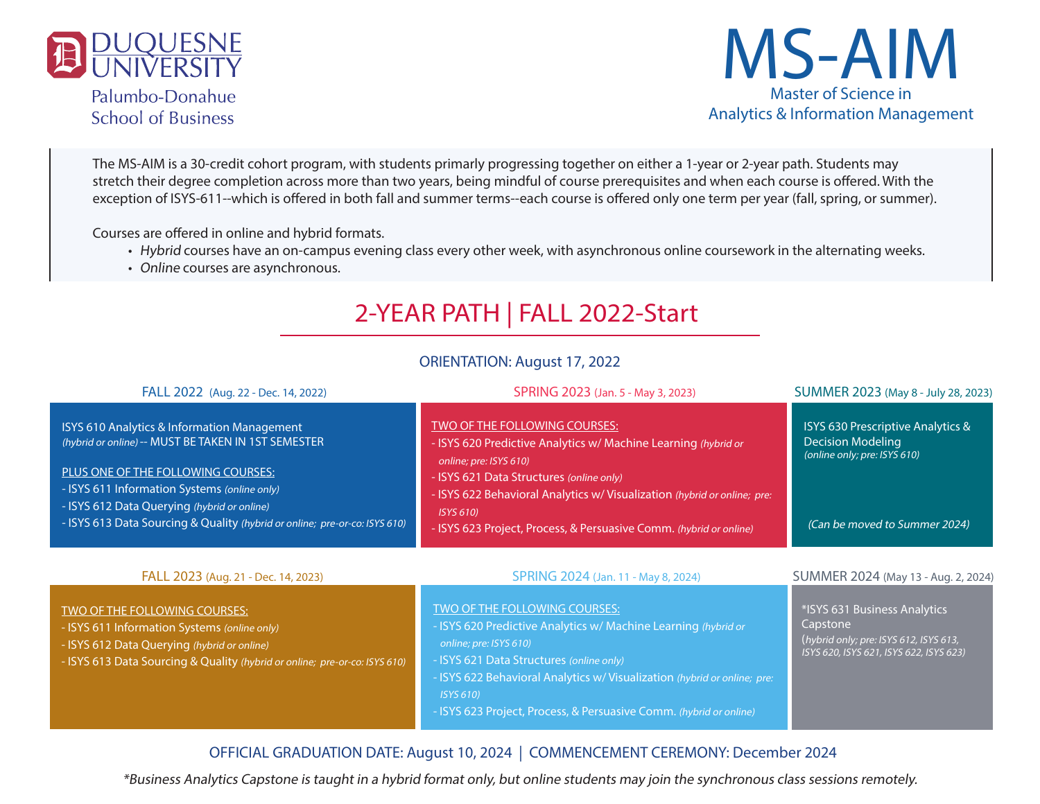# DUQUESNE UNIVERSITY
Palumbo-Donahue School of Business

# MS-AIM
Master of Science in Analytics & Information Management

The MS-AIM is a 30-credit cohort program, with students primarily progressing together on either a 1-year or 2-year path. Students may stretch their degree completion across more than two years, being mindful of course prerequisites and when each course is offered. With the exception of ISYS-611--which is offered in both fall and summer terms--each course is offered only one term per year (fall, spring, or summer).

Courses are offered in online and hybrid formats.

- *Hybrid* courses have an on-campus evening class every other week, with asynchronous online coursework in the alternating weeks.
- *Online* courses are asynchronous.

## 2-YEAR PATH | FALL 2022-Start

ORIENTATION: August 17, 2022

### FALL 2022 (Aug. 22 - Dec. 14, 2022)

ISYS 610 Analytics & Information Management *(hybrid or online)* -- MUST BE TAKEN IN 1ST SEMESTER

PLUS ONE OF THE FOLLOWING COURSES:
- ISYS 611 Information Systems *(online only)*
- ISYS 612 Data Querying *(hybrid or online)*
- ISYS 613 Data Sourcing & Quality *(hybrid or online; pre-or-co: ISYS 610)*

### SPRING 2023 (Jan. 5 - May 3, 2023)

TWO OF THE FOLLOWING COURSES:
- ISYS 620 Predictive Analytics w/ Machine Learning *(hybrid or online; pre: ISYS 610)*
- ISYS 621 Data Structures *(online only)*
- ISYS 622 Behavioral Analytics w/ Visualization *(hybrid or online; pre: ISYS 610)*
- ISYS 623 Project, Process, & Persuasive Comm. *(hybrid or online)*

### SUMMER 2023 (May 8 - July 28, 2023)

ISYS 630 Prescriptive Analytics & Decision Modeling *(online only; pre: ISYS 610)*

*(Can be moved to Summer 2024)*

### FALL 2023 (Aug. 21 - Dec. 14, 2023)

TWO OF THE FOLLOWING COURSES:
- ISYS 611 Information Systems *(online only)*
- ISYS 612 Data Querying *(hybrid or online)*
- ISYS 613 Data Sourcing & Quality *(hybrid or online; pre-or-co: ISYS 610)*

### SPRING 2024 (Jan. 11 - May 8, 2024)

TWO OF THE FOLLOWING COURSES:
- ISYS 620 Predictive Analytics w/ Machine Learning *(hybrid or online; pre: ISYS 610)*
- ISYS 621 Data Structures *(online only)*
- ISYS 622 Behavioral Analytics w/ Visualization *(hybrid or online; pre: ISYS 610)*
- ISYS 623 Project, Process, & Persuasive Comm. *(hybrid or online)*

### SUMMER 2024 (May 13 - Aug. 2, 2024)

*ISYS 631 Business Analytics Capstone (*hybrid only; pre: ISYS 612, ISYS 613, ISYS 620, ISYS 621, ISYS 622, ISYS 623)*

OFFICIAL GRADUATION DATE: August 10, 2024 | COMMENCEMENT CEREMONY: December 2024

**Business Analytics Capstone is taught in a hybrid format only, but online students may join the synchronous class sessions remotely.*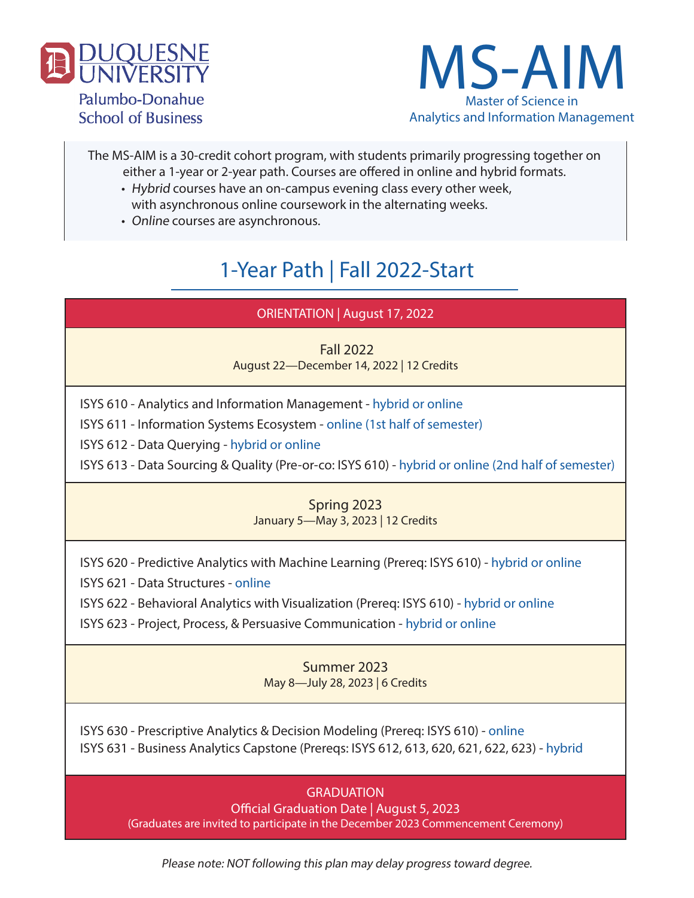Duquesne University
Palumbo-Donahue School of Business

# MS-AIM

Master of Science in Analytics and Information Management

The MS-AIM is a 30-credit cohort program, with students primarily progressing together on either a 1-year or 2-year path. Courses are offered in online and hybrid formats.

- *Hybrid* courses have an on-campus evening class every other week, with asynchronous online coursework in the alternating weeks.
- *Online* courses are asynchronous.

## 1-Year Path | Fall 2022-Start

**ORIENTATION | August 17, 2022**

### Fall 2022

August 22—December 14, 2022 | 12 Credits

- ISYS 610 - Analytics and Information Management - hybrid or online
- ISYS 611 - Information Systems Ecosystem - online (1st half of semester)
- ISYS 612 - Data Querying - hybrid or online
- ISYS 613 - Data Sourcing & Quality (Pre-or-co: ISYS 610) - hybrid or online (2nd half of semester)

### Spring 2023

January 5—May 3, 2023 | 12 Credits

- ISYS 620 - Predictive Analytics with Machine Learning (Prereq: ISYS 610) - hybrid or online
- ISYS 621 - Data Structures - online
- ISYS 622 - Behavioral Analytics with Visualization (Prereq: ISYS 610) - hybrid or online
- ISYS 623 - Project, Process, & Persuasive Communication - hybrid or online

### Summer 2023

May 8—July 28, 2023 | 6 Credits

- ISYS 630 - Prescriptive Analytics & Decision Modeling (Prereq: ISYS 610) - online
- ISYS 631 - Business Analytics Capstone (Prereqs: ISYS 612, 613, 620, 621, 622, 623) - hybrid

**GRADUATION**

Official Graduation Date | August 5, 2023

(Graduates are invited to participate in the December 2023 Commencement Ceremony)

*Please note: NOT following this plan may delay progress toward degree.*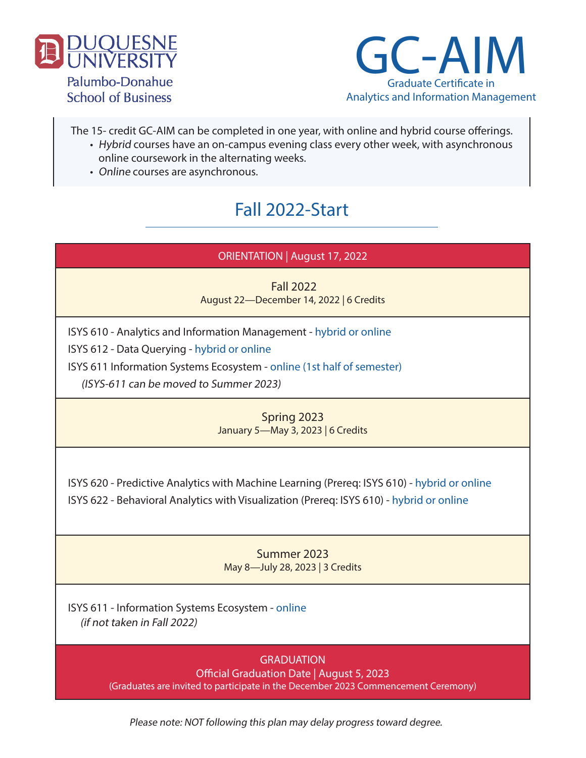Duquesne University
Palumbo-Donahue School of Business

# GC-AIM

Graduate Certificate in Analytics and Information Management

The 15- credit GC-AIM can be completed in one year, with online and hybrid course offerings.

- *Hybrid* courses have an on-campus evening class every other week, with asynchronous online coursework in the alternating weeks.
- *Online* courses are asynchronous.

## Fall 2022-Start

**ORIENTATION | August 17, 2022**

### Fall 2022
August 22—December 14, 2022 | 6 Credits

ISYS 610 - Analytics and Information Management - hybrid or online

ISYS 612 - Data Querying - hybrid or online

ISYS 611 Information Systems Ecosystem - online (1st half of semester)

*(ISYS-611 can be moved to Summer 2023)*

### Spring 2023
January 5—May 3, 2023 | 6 Credits

ISYS 620 - Predictive Analytics with Machine Learning (Prereq: ISYS 610) - hybrid or online

ISYS 622 - Behavioral Analytics with Visualization (Prereq: ISYS 610) - hybrid or online

### Summer 2023
May 8—July 28, 2023 | 3 Credits

ISYS 611 - Information Systems Ecosystem - online

*(if not taken in Fall 2022)*

**GRADUATION**

Official Graduation Date | August 5, 2023

(Graduates are invited to participate in the December 2023 Commencement Ceremony)

*Please note: NOT following this plan may delay progress toward degree.*